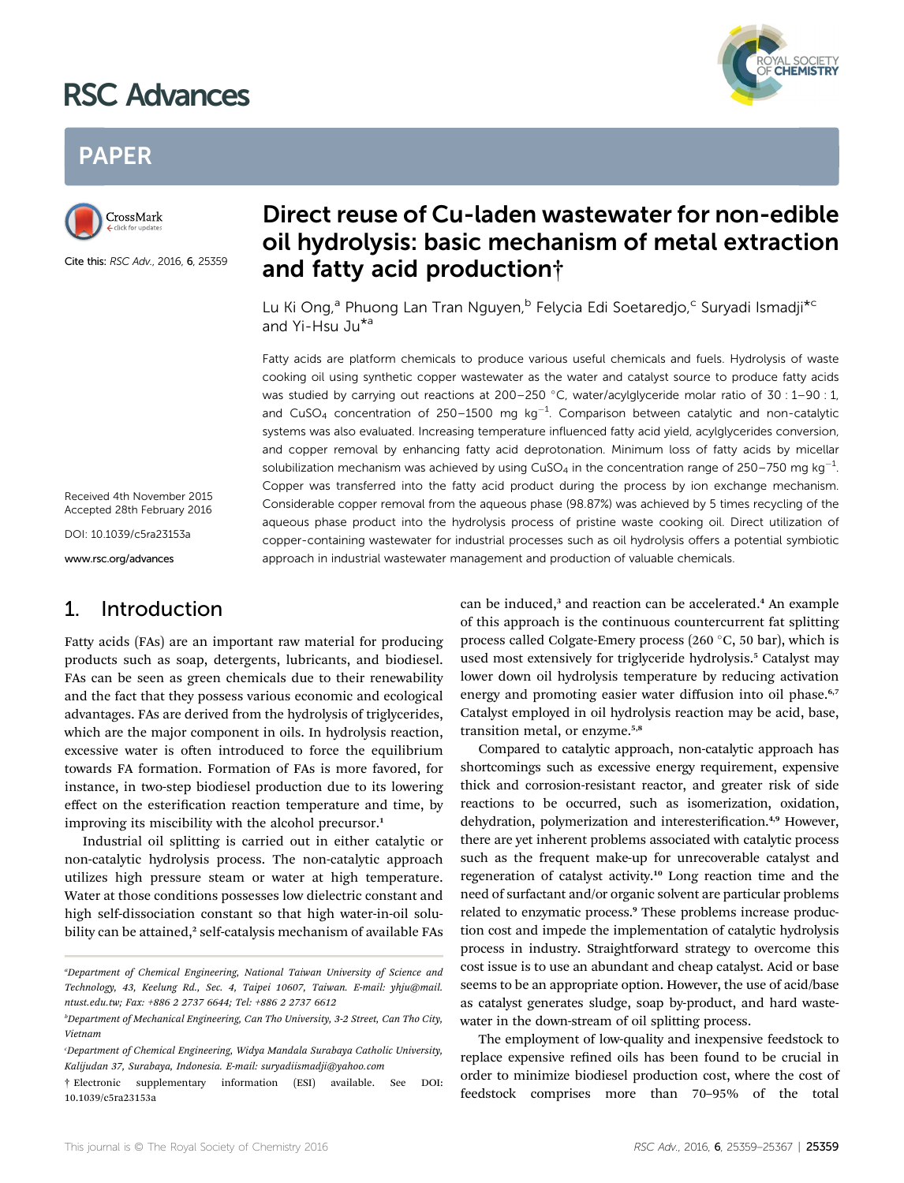# Direct reuse of Cu-laden wastewater for non-edible oil hydrolysis: basic mechanism of metal extraction and fatty acid production†

Cite this: *RSC Adv.*, 2016, **6**, 25359

Lu Ki Ong,[a] Phuong Lan Tran Nguyen,[b] Felycia Edi Soetaredjo,[c] Suryadi Ismadji*[c] and Yi-Hsu Ju*[a]

Received 4th November 2015
Accepted 28th February 2016

DOI: 10.1039/c5ra23153a

www.rsc.org/advances

Fatty acids are platform chemicals to produce various useful chemicals and fuels. Hydrolysis of waste cooking oil using synthetic copper wastewater as the water and catalyst source to produce fatty acids was studied by carrying out reactions at 200–250 °C, water/acylglyceride molar ratio of 30 : 1–90 : 1, and $CuSO_4$ concentration of 250–1500 mg kg$^{-1}$. Comparison between catalytic and non-catalytic systems was also evaluated. Increasing temperature influenced fatty acid yield, acylglycerides conversion, and copper removal by enhancing fatty acid deprotonation. Minimum loss of fatty acids by micellar solubilization mechanism was achieved by using $CuSO_4$ in the concentration range of 250–750 mg kg$^{-1}$. Copper was transferred into the fatty acid product during the process by ion exchange mechanism. Considerable copper removal from the aqueous phase (98.87%) was achieved by 5 times recycling of the aqueous phase product into the hydrolysis process of pristine waste cooking oil. Direct utilization of copper-containing wastewater for industrial processes such as oil hydrolysis offers a potential symbiotic approach in industrial wastewater management and production of valuable chemicals.

## 1. Introduction

Fatty acids (FAs) are an important raw material for producing products such as soap, detergents, lubricants, and biodiesel. FAs can be seen as green chemicals due to their renewability and the fact that they possess various economic and ecological advantages. FAs are derived from the hydrolysis of triglycerides, which are the major component in oils. In hydrolysis reaction, excessive water is often introduced to force the equilibrium towards FA formation. Formation of FAs is more favored, for instance, in two-step biodiesel production due to its lowering effect on the esterification reaction temperature and time, by improving its miscibility with the alcohol precursor.[1]

Industrial oil splitting is carried out in either catalytic or non-catalytic hydrolysis process. The non-catalytic approach utilizes high pressure steam or water at high temperature. Water at those conditions possesses low dielectric constant and high self-dissociation constant so that high water-in-oil solubility can be attained,[2] self-catalysis mechanism of available FAs can be induced,[3] and reaction can be accelerated.[4] An example of this approach is the continuous countercurrent fat splitting process called Colgate-Emery process (260 °C, 50 bar), which is used most extensively for triglyceride hydrolysis.[5] Catalyst may lower down oil hydrolysis temperature by reducing activation energy and promoting easier water diffusion into oil phase.[6,7] Catalyst employed in oil hydrolysis reaction may be acid, base, transition metal, or enzyme.[5,8]

Compared to catalytic approach, non-catalytic approach has shortcomings such as excessive energy requirement, expensive thick and corrosion-resistant reactor, and greater risk of side reactions to be occurred, such as isomerization, oxidation, dehydration, polymerization and interesterification.[4,9] However, there are yet inherent problems associated with catalytic process such as the frequent make-up for unrecoverable catalyst and regeneration of catalyst activity.[10] Long reaction time and the need of surfactant and/or organic solvent are particular problems related to enzymatic process.[9] These problems increase production cost and impede the implementation of catalytic hydrolysis process in industry. Straightforward strategy to overcome this cost issue is to use an abundant and cheap catalyst. Acid or base seems to be an appropriate option. However, the use of acid/base as catalyst generates sludge, soap by-product, and hard wastewater in the down-stream of oil splitting process.

The employment of low-quality and inexpensive feedstock to replace expensive refined oils has been found to be crucial in order to minimize biodiesel production cost, where the cost of feedstock comprises more than 70–95% of the total

[a] Department of Chemical Engineering, National Taiwan University of Science and Technology, 43, Keelung Rd., Sec. 4, Taipei 10607, Taiwan. E-mail: yhju@mail.ntust.edu.tw; Fax: +886 2 2737 6644; Tel: +886 2 2737 6612

[b] Department of Mechanical Engineering, Can Tho University, 3-2 Street, Can Tho City, Vietnam

[c] Department of Chemical Engineering, Widya Mandala Surabaya Catholic University, Kalijudan 37, Surabaya, Indonesia. E-mail: suryadiismadji@yahoo.com

† Electronic supplementary information (ESI) available. See DOI: 10.1039/c5ra23153a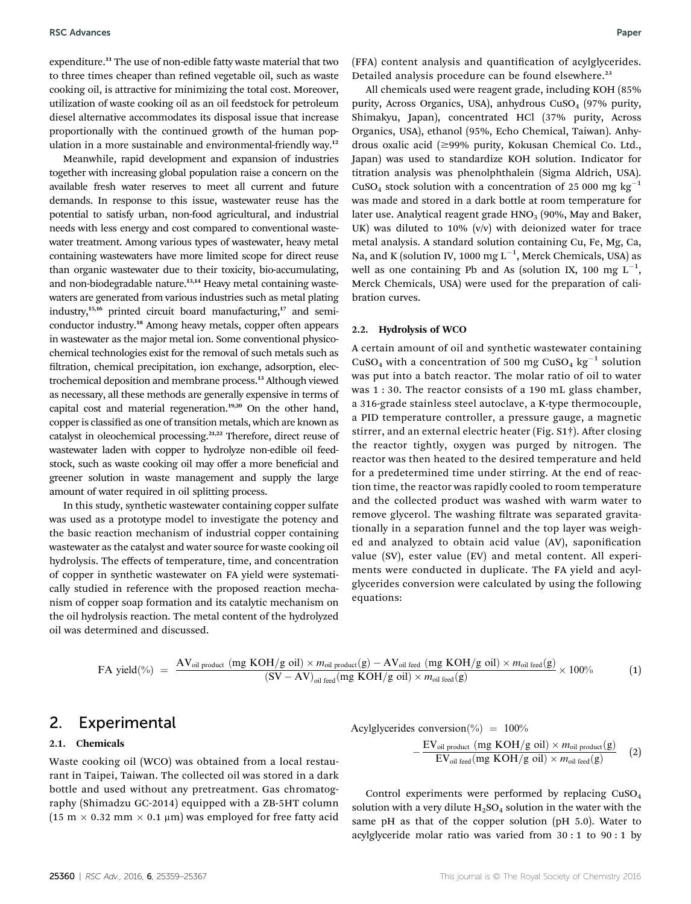expenditure.[11] The use of non-edible fatty waste material that two to three times cheaper than refined vegetable oil, such as waste cooking oil, is attractive for minimizing the total cost. Moreover, utilization of waste cooking oil as an oil feedstock for petroleum diesel alternative accommodates its disposal issue that increase proportionally with the continued growth of the human population in a more sustainable and environmental-friendly way.[12]

Meanwhile, rapid development and expansion of industries together with increasing global population raise a concern on the available fresh water reserves to meet all current and future demands. In response to this issue, wastewater reuse has the potential to satisfy urban, non-food agricultural, and industrial needs with less energy and cost compared to conventional wastewater treatment. Among various types of wastewater, heavy metal containing wastewaters have more limited scope for direct reuse than organic wastewater due to their toxicity, bio-accumulating, and non-biodegradable nature.[13,14] Heavy metal containing wastewaters are generated from various industries such as metal plating industry,[15,16] printed circuit board manufacturing,[17] and semiconductor industry.[18] Among heavy metals, copper often appears in wastewater as the major metal ion. Some conventional physicochemical technologies exist for the removal of such metals such as filtration, chemical precipitation, ion exchange, adsorption, electrochemical deposition and membrane process.[13] Although viewed as necessary, all these methods are generally expensive in terms of capital cost and material regeneration.[19,20] On the other hand, copper is classified as one of transition metals, which are known as catalyst in oleochemical processing.[21,22] Therefore, direct reuse of wastewater laden with copper to hydrolyze non-edible oil feedstock, such as waste cooking oil may offer a more beneficial and greener solution in waste management and supply the large amount of water required in oil splitting process.

In this study, synthetic wastewater containing copper sulfate was used as a prototype model to investigate the potency and the basic reaction mechanism of industrial copper containing wastewater as the catalyst and water source for waste cooking oil hydrolysis. The effects of temperature, time, and concentration of copper in synthetic wastewater on FA yield were systematically studied in reference with the proposed reaction mechanism of copper soap formation and its catalytic mechanism on the oil hydrolysis reaction. The metal content of the hydrolyzed oil was determined and discussed.

## 2. Experimental

### 2.1. Chemicals

Waste cooking oil (WCO) was obtained from a local restaurant in Taipei, Taiwan. The collected oil was stored in a dark bottle and used without any pretreatment. Gas chromatography (Shimadzu GC-2014) equipped with a ZB-5HT column (15 m × 0.32 mm × 0.1 μm) was employed for free fatty acid (FFA) content analysis and quantification of acylglycerides. Detailed analysis procedure can be found elsewhere.[23]

All chemicals used were reagent grade, including KOH (85% purity, Across Organics, USA), anhydrous $CuSO_4$ (97% purity, Shimakyu, Japan), concentrated HCl (37% purity, Across Organics, USA), ethanol (95%, Echo Chemical, Taiwan). Anhydrous oxalic acid (≥99% purity, Kokusan Chemical Co. Ltd., Japan) was used to standardize KOH solution. Indicator for titration analysis was phenolphthalein (Sigma Aldrich, USA). $CuSO_4$ stock solution with a concentration of 25 000 mg $kg^{-1}$ was made and stored in a dark bottle at room temperature for later use. Analytical reagent grade $HNO_3$ (90%, May and Baker, UK) was diluted to 10% (v/v) with deionized water for trace metal analysis. A standard solution containing Cu, Fe, Mg, Ca, Na, and K (solution IV, 1000 mg $L^{-1}$, Merck Chemicals, USA) as well as one containing Pb and As (solution IX, 100 mg $L^{-1}$, Merck Chemicals, USA) were used for the preparation of calibration curves.

### 2.2. Hydrolysis of WCO

A certain amount of oil and synthetic wastewater containing $CuSO_4$ with a concentration of 500 mg $CuSO_4$ $kg^{-1}$ solution was put into a batch reactor. The molar ratio of oil to water was 1 : 30. The reactor consists of a 190 mL glass chamber, a 316-grade stainless steel autoclave, a K-type thermocouple, a PID temperature controller, a pressure gauge, a magnetic stirrer, and an external electric heater (Fig. S1†). After closing the reactor tightly, oxygen was purged by nitrogen. The reactor was then heated to the desired temperature and held for a predetermined time under stirring. At the end of reaction time, the reactor was rapidly cooled to room temperature and the collected product was washed with warm water to remove glycerol. The washing filtrate was separated gravitationally in a separation funnel and the top layer was weighed and analyzed to obtain acid value (AV), saponification value (SV), ester value (EV) and metal content. All experiments were conducted in duplicate. The FA yield and acylglycerides conversion were calculated by using the following equations:

$$\text{FA yield}(\%) = \frac{\text{AV}_{\text{oil product}}\ (\text{mg KOH/g oil}) \times m_{\text{oil product}}(\text{g}) - \text{AV}_{\text{oil feed}}\ (\text{mg KOH/g oil}) \times m_{\text{oil feed}}(\text{g})}{(\text{SV} - \text{AV})_{\text{oil feed}}(\text{mg KOH/g oil}) \times m_{\text{oil feed}}(\text{g})} \times 100\% \qquad (1)$$

$$\text{Acylglycerides conversion}(\%) = 100\% - \frac{\text{EV}_{\text{oil product}}\ (\text{mg KOH/g oil}) \times m_{\text{oil product}}(\text{g})}{\text{EV}_{\text{oil feed}}(\text{mg KOH/g oil}) \times m_{\text{oil feed}}(\text{g})} \qquad (2)$$

Control experiments were performed by replacing $CuSO_4$ solution with a very dilute $H_2SO_4$ solution in the water with the same pH as that of the copper solution (pH 5.0). Water to acylglyceride molar ratio was varied from 30 : 1 to 90 : 1 by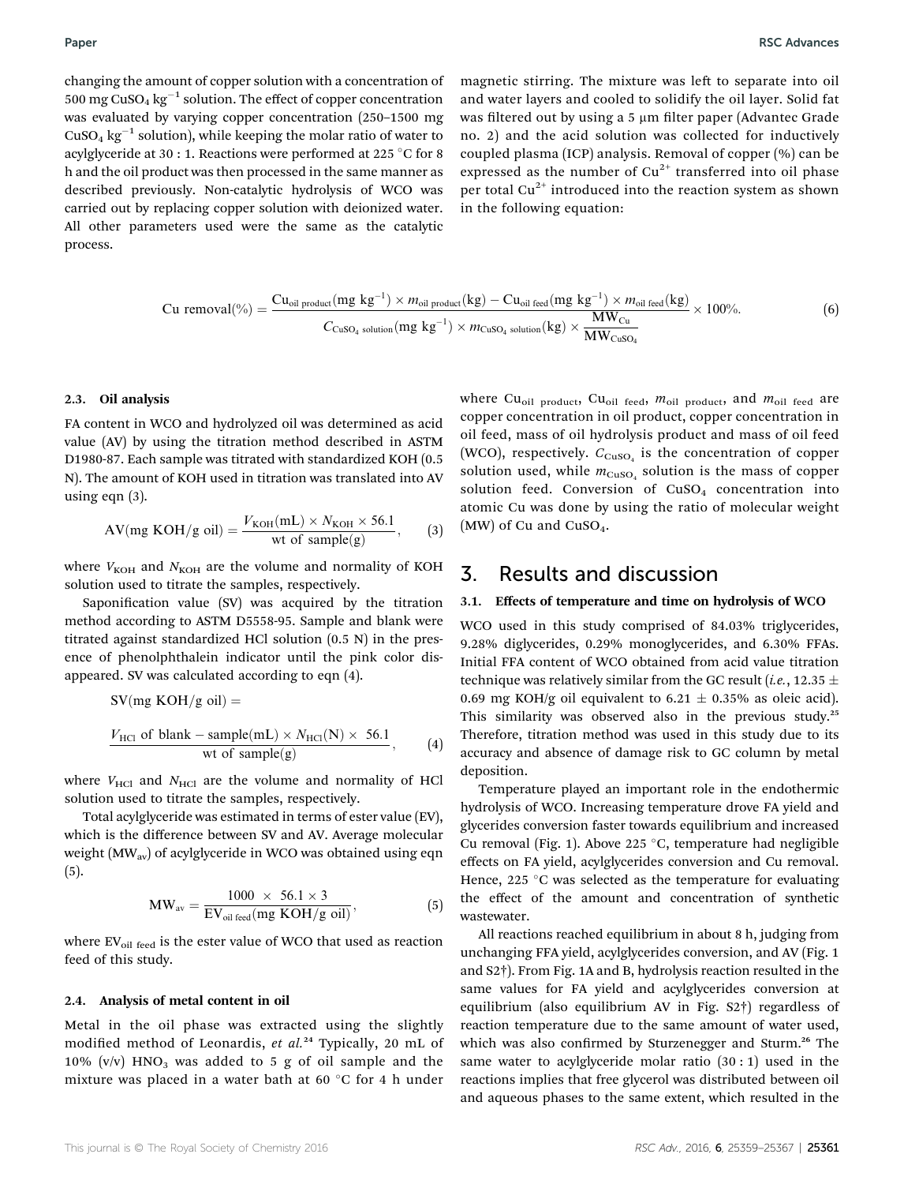changing the amount of copper solution with a concentration of 500 mg $CuSO_4$ $kg^{-1}$ solution. The effect of copper concentration was evaluated by varying copper concentration (250–1500 mg $CuSO_4$ $kg^{-1}$ solution), while keeping the molar ratio of water to acylglyceride at 30 : 1. Reactions were performed at 225 °C for 8 h and the oil product was then processed in the same manner as described previously. Non-catalytic hydrolysis of WCO was carried out by replacing copper solution with deionized water. All other parameters used were the same as the catalytic process.

magnetic stirring. The mixture was left to separate into oil and water layers and cooled to solidify the oil layer. Solid fat was filtered out by using a 5 μm filter paper (Advantec Grade no. 2) and the acid solution was collected for inductively coupled plasma (ICP) analysis. Removal of copper (%) can be expressed as the number of $Cu^{2+}$ transferred into oil phase per total $Cu^{2+}$ introduced into the reaction system as shown in the following equation:

$$\text{Cu removal}(\%) = \frac{\text{Cu}_{\text{oil product}}(\text{mg kg}^{-1}) \times m_{\text{oil product}}(\text{kg}) - \text{Cu}_{\text{oil feed}}(\text{mg kg}^{-1}) \times m_{\text{oil feed}}(\text{kg})}{C_{\text{CuSO}_4\text{ solution}}(\text{mg kg}^{-1}) \times m_{\text{CuSO}_4\text{ solution}}(\text{kg}) \times \dfrac{\text{MW}_{\text{Cu}}}{\text{MW}_{\text{CuSO}_4}}} \times 100\%. \tag{6}$$

### 2.3. Oil analysis

FA content in WCO and hydrolyzed oil was determined as acid value (AV) by using the titration method described in ASTM D1980-87. Each sample was titrated with standardized KOH (0.5 N). The amount of KOH used in titration was translated into AV using eqn (3).

$$\text{AV}(\text{mg KOH/g oil}) = \frac{V_{\text{KOH}}(\text{mL}) \times N_{\text{KOH}} \times 56.1}{\text{wt of sample(g)}}, \tag{3}$$

where $V_{KOH}$ and $N_{KOH}$ are the volume and normality of KOH solution used to titrate the samples, respectively.

Saponification value (SV) was acquired by the titration method according to ASTM D5558-95. Sample and blank were titrated against standardized HCl solution (0.5 N) in the presence of phenolphthalein indicator until the pink color disappeared. SV was calculated according to eqn (4).

$$\text{SV}(\text{mg KOH/g oil}) = \frac{V_{\text{HCl}}\text{ of blank} - \text{sample(mL)} \times N_{\text{HCl}}(\text{N}) \times 56.1}{\text{wt of sample(g)}}, \tag{4}$$

where $V_{HCl}$ and $N_{HCl}$ are the volume and normality of HCl solution used to titrate the samples, respectively.

Total acylglyceride was estimated in terms of ester value (EV), which is the difference between SV and AV. Average molecular weight ($MW_{av}$) of acylglyceride in WCO was obtained using eqn (5).

$$\text{MW}_{\text{av}} = \frac{1000 \times 56.1 \times 3}{\text{EV}_{\text{oil feed}}(\text{mg KOH/g oil})}, \tag{5}$$

where $EV_{oil\ feed}$ is the ester value of WCO that used as reaction feed of this study.

### 2.4. Analysis of metal content in oil

Metal in the oil phase was extracted using the slightly modified method of Leonardis, *et al.*[24] Typically, 20 mL of 10% (v/v) $HNO_3$ was added to 5 g of oil sample and the mixture was placed in a water bath at 60 °C for 4 h under

where $Cu_{oil\ product}$, $Cu_{oil\ feed}$, $m_{oil\ product}$, and $m_{oil\ feed}$ are copper concentration in oil product, copper concentration in oil feed, mass of oil hydrolysis product and mass of oil feed (WCO), respectively. $C_{CuSO_4}$ is the concentration of copper solution used, while $m_{CuSO_4}$ solution is the mass of copper solution feed. Conversion of $CuSO_4$ concentration into atomic Cu was done by using the ratio of molecular weight (MW) of Cu and $CuSO_4$.

## 3. Results and discussion

### 3.1. Effects of temperature and time on hydrolysis of WCO

WCO used in this study comprised of 84.03% triglycerides, 9.28% diglycerides, 0.29% monoglycerides, and 6.30% FFAs. Initial FFA content of WCO obtained from acid value titration technique was relatively similar from the GC result (*i.e.*, 12.35 ± 0.69 mg KOH/g oil equivalent to 6.21 ± 0.35% as oleic acid). This similarity was observed also in the previous study.[25] Therefore, titration method was used in this study due to its accuracy and absence of damage risk to GC column by metal deposition.

Temperature played an important role in the endothermic hydrolysis of WCO. Increasing temperature drove FA yield and glycerides conversion faster towards equilibrium and increased Cu removal (Fig. 1). Above 225 °C, temperature had negligible effects on FA yield, acylglycerides conversion and Cu removal. Hence, 225 °C was selected as the temperature for evaluating the effect of the amount and concentration of synthetic wastewater.

All reactions reached equilibrium in about 8 h, judging from unchanging FFA yield, acylglycerides conversion, and AV (Fig. 1 and S2†). From Fig. 1A and B, hydrolysis reaction resulted in the same values for FA yield and acylglycerides conversion at equilibrium (also equilibrium AV in Fig. S2†) regardless of reaction temperature due to the same amount of water used, which was also confirmed by Sturzenegger and Sturm.[26] The same water to acylglyceride molar ratio (30 : 1) used in the reactions implies that free glycerol was distributed between oil and aqueous phases to the same extent, which resulted in the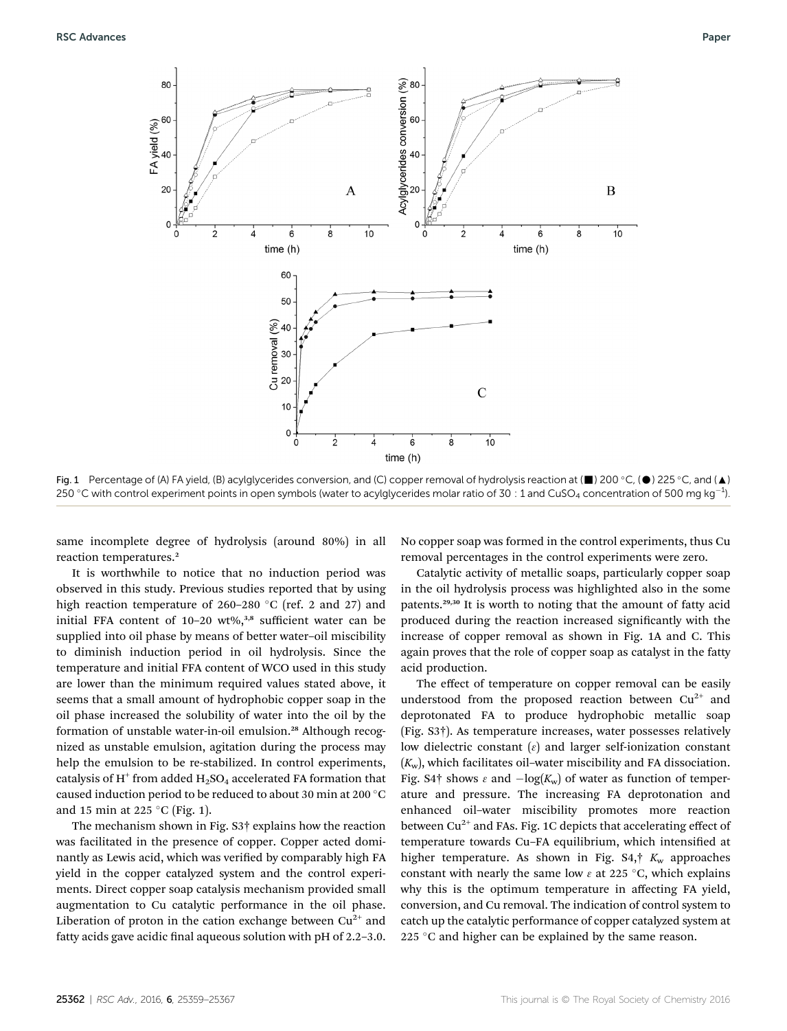Fig. 1 Percentage of (A) FA yield, (B) acylglycerides conversion, and (C) copper removal of hydrolysis reaction at (■) 200 °C, (●) 225 °C, and (▲) 250 °C with control experiment points in open symbols (water to acylglycerides molar ratio of 30 : 1 and $CuSO_4$ concentration of 500 mg kg$^{-1}$).

same incomplete degree of hydrolysis (around 80%) in all reaction temperatures.[2]

It is worthwhile to notice that no induction period was observed in this study. Previous studies reported that by using high reaction temperature of 260–280 °C (ref. 2 and 27) and initial FFA content of 10–20 wt%,[3,8] sufficient water can be supplied into oil phase by means of better water–oil miscibility to diminish induction period in oil hydrolysis. Since the temperature and initial FFA content of WCO used in this study are lower than the minimum required values stated above, it seems that a small amount of hydrophobic copper soap in the oil phase increased the solubility of water into the oil by the formation of unstable water-in-oil emulsion.[28] Although recognized as unstable emulsion, agitation during the process may help the emulsion to be re-stabilized. In control experiments, catalysis of $H^+$ from added $H_2SO_4$ accelerated FA formation that caused induction period to be reduced to about 30 min at 200 °C and 15 min at 225 °C (Fig. 1).

The mechanism shown in Fig. S3† explains how the reaction was facilitated in the presence of copper. Copper acted dominantly as Lewis acid, which was verified by comparably high FA yield in the copper catalyzed system and the control experiments. Direct copper soap catalysis mechanism provided small augmentation to Cu catalytic performance in the oil phase. Liberation of proton in the cation exchange between $Cu^{2+}$ and fatty acids gave acidic final aqueous solution with pH of 2.2–3.0. No copper soap was formed in the control experiments, thus Cu removal percentages in the control experiments were zero.

Catalytic activity of metallic soaps, particularly copper soap in the oil hydrolysis process was highlighted also in the some patents.[29,30] It is worth to noting that the amount of fatty acid produced during the reaction increased significantly with the increase of copper removal as shown in Fig. 1A and C. This again proves that the role of copper soap as catalyst in the fatty acid production.

The effect of temperature on copper removal can be easily understood from the proposed reaction between $Cu^{2+}$ and deprotonated FA to produce hydrophobic metallic soap (Fig. S3†). As temperature increases, water possesses relatively low dielectric constant ($\varepsilon$) and larger self-ionization constant ($K_w$), which facilitates oil–water miscibility and FA dissociation. Fig. S4† shows $\varepsilon$ and $-\log(K_w)$ of water as function of temperature and pressure. The increasing FA deprotonation and enhanced oil–water miscibility promotes more reaction between $Cu^{2+}$ and FAs. Fig. 1C depicts that accelerating effect of temperature towards Cu–FA equilibrium, which intensified at higher temperature. As shown in Fig. S4,† $K_w$ approaches constant with nearly the same low $\varepsilon$ at 225 °C, which explains why this is the optimum temperature in affecting FA yield, conversion, and Cu removal. The indication of control system to catch up the catalytic performance of copper catalyzed system at 225 °C and higher can be explained by the same reason.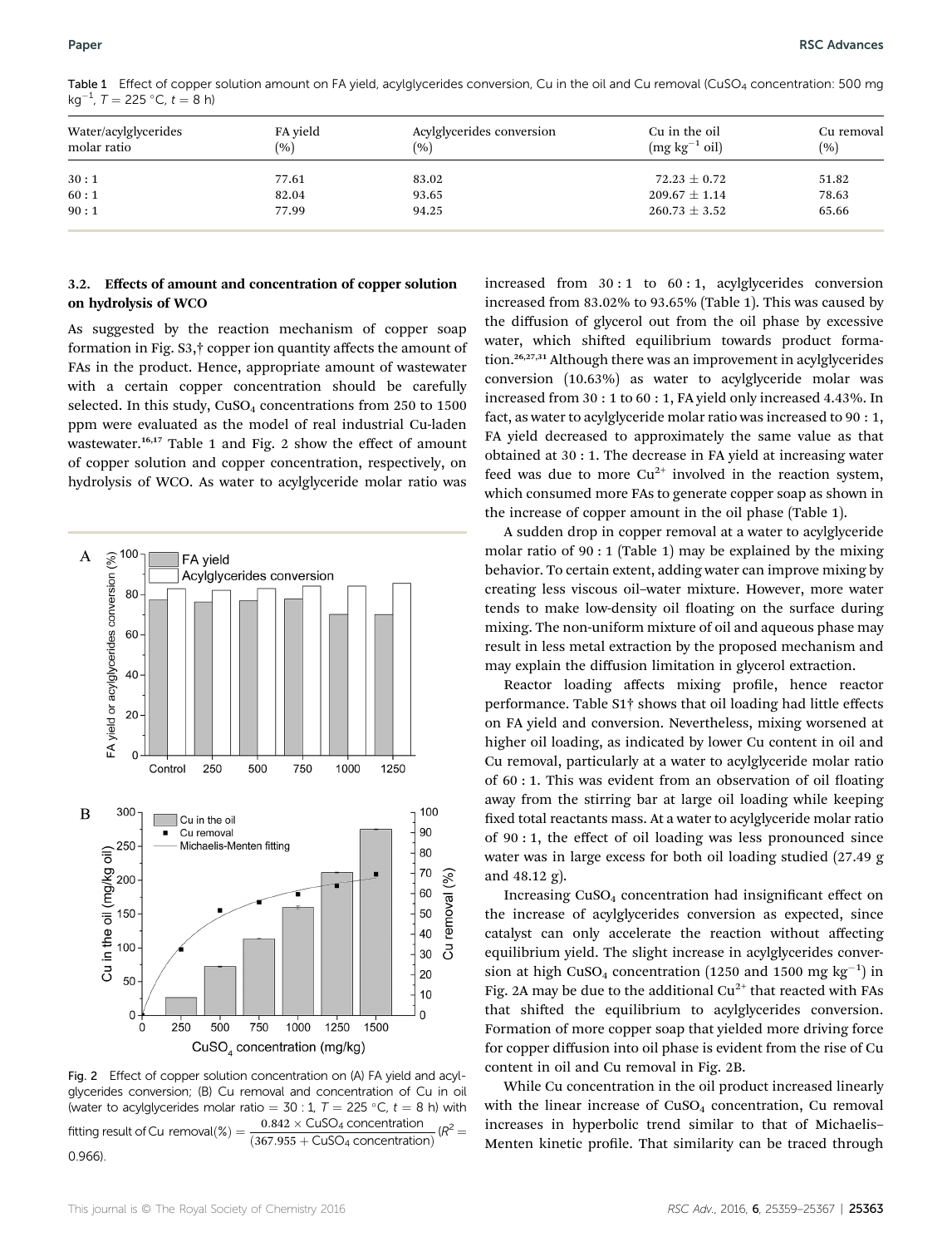Table 1 Effect of copper solution amount on FA yield, acylglycerides conversion, Cu in the oil and Cu removal ($CuSO_4$ concentration: 500 mg $kg^{-1}$, $T = 225$ °C, $t = 8$ h)

| Water/acylglycerides molar ratio | FA yield (%) | Acylglycerides conversion (%) | Cu in the oil (mg $kg^{-1}$ oil) | Cu removal (%) |
|---|---|---|---|---|
| 30 : 1 | 77.61 | 83.02 | 72.23 ± 0.72 | 51.82 |
| 60 : 1 | 82.04 | 93.65 | 209.67 ± 1.14 | 78.63 |
| 90 : 1 | 77.99 | 94.25 | 260.73 ± 3.52 | 65.66 |

### 3.2. Effects of amount and concentration of copper solution on hydrolysis of WCO

As suggested by the reaction mechanism of copper soap formation in Fig. S3,† copper ion quantity affects the amount of FAs in the product. Hence, appropriate amount of wastewater with a certain copper concentration should be carefully selected. In this study, $CuSO_4$ concentrations from 250 to 1500 ppm were evaluated as the model of real industrial Cu-laden wastewater.[16,17] Table 1 and Fig. 2 show the effect of amount of copper solution and copper concentration, respectively, on hydrolysis of WCO. As water to acylglyceride molar ratio was increased from 30 : 1 to 60 : 1, acylglycerides conversion increased from 83.02% to 93.65% (Table 1). This was caused by the diffusion of glycerol out from the oil phase by excessive water, which shifted equilibrium towards product formation.[26,27,31] Although there was an improvement in acylglycerides conversion (10.63%) as water to acylglyceride molar was increased from 30 : 1 to 60 : 1, FA yield only increased 4.43%. In fact, as water to acylglyceride molar ratio was increased to 90 : 1, FA yield decreased to approximately the same value as that obtained at 30 : 1. The decrease in FA yield at increasing water feed was due to more $Cu^{2+}$ involved in the reaction system, which consumed more FAs to generate copper soap as shown in the increase of copper amount in the oil phase (Table 1).

Fig. 2 Effect of copper solution concentration on (A) FA yield and acylglycerides conversion; (B) Cu removal and concentration of Cu in oil (water to acylglycerides molar ratio = 30 : 1, $T = 225$ °C, $t = 8$ h) with fitting result of Cu removal(%) $= \dfrac{0.842 \times \text{CuSO}_4\text{ concentration}}{(367.955 + \text{CuSO}_4\text{ concentration})}$ ($R^2 = 0.966$).

A sudden drop in copper removal at a water to acylglyceride molar ratio of 90 : 1 (Table 1) may be explained by the mixing behavior. To certain extent, adding water can improve mixing by creating less viscous oil–water mixture. However, more water tends to make low-density oil floating on the surface during mixing. The non-uniform mixture of oil and aqueous phase may result in less metal extraction by the proposed mechanism and may explain the diffusion limitation in glycerol extraction.

Reactor loading affects mixing profile, hence reactor performance. Table S1† shows that oil loading had little effects on FA yield and conversion. Nevertheless, mixing worsened at higher oil loading, as indicated by lower Cu content in oil and Cu removal, particularly at a water to acylglyceride molar ratio of 60 : 1. This was evident from an observation of oil floating away from the stirring bar at large oil loading while keeping fixed total reactants mass. At a water to acylglyceride molar ratio of 90 : 1, the effect of oil loading was less pronounced since water was in large excess for both oil loading studied (27.49 g and 48.12 g).

Increasing $CuSO_4$ concentration had insignificant effect on the increase of acylglycerides conversion as expected, since catalyst can only accelerate the reaction without affecting equilibrium yield. The slight increase in acylglycerides conversion at high $CuSO_4$ concentration (1250 and 1500 mg $kg^{-1}$) in Fig. 2A may be due to the additional $Cu^{2+}$ that reacted with FAs that shifted the equilibrium to acylglycerides conversion. Formation of more copper soap that yielded more driving force for copper diffusion into oil phase is evident from the rise of Cu content in oil and Cu removal in Fig. 2B.

While Cu concentration in the oil product increased linearly with the linear increase of $CuSO_4$ concentration, Cu removal increases in hyperbolic trend similar to that of Michaelis–Menten kinetic profile. That similarity can be traced through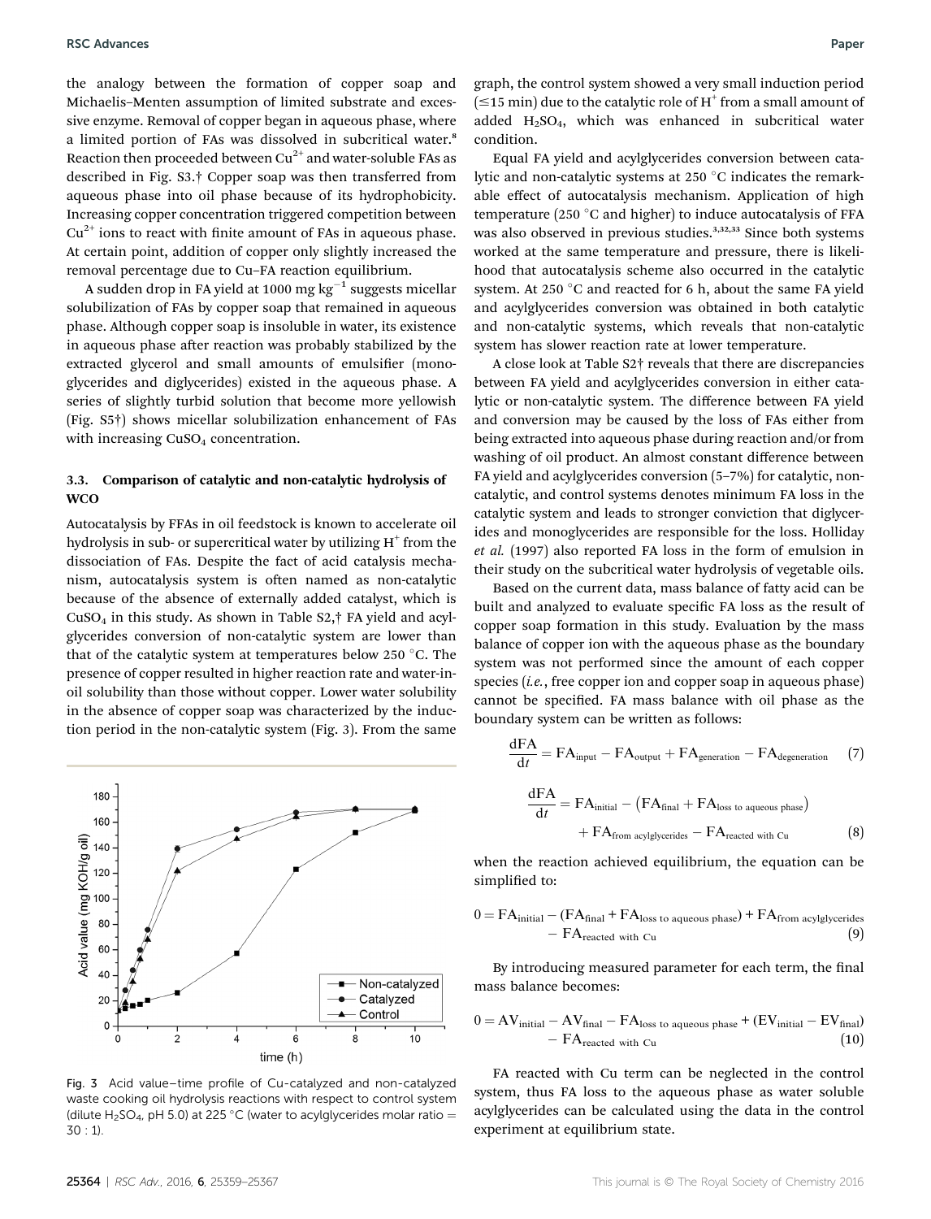the analogy between the formation of copper soap and Michaelis–Menten assumption of limited substrate and excessive enzyme. Removal of copper began in aqueous phase, where a limited portion of FAs was dissolved in subcritical water.[8] Reaction then proceeded between $Cu^{2+}$ and water-soluble FAs as described in Fig. S3.† Copper soap was then transferred from aqueous phase into oil phase because of its hydrophobicity. Increasing copper concentration triggered competition between $Cu^{2+}$ ions to react with finite amount of FAs in aqueous phase. At certain point, addition of copper only slightly increased the removal percentage due to Cu–FA reaction equilibrium.

A sudden drop in FA yield at 1000 mg $kg^{-1}$ suggests micellar solubilization of FAs by copper soap that remained in aqueous phase. Although copper soap is insoluble in water, its existence in aqueous phase after reaction was probably stabilized by the extracted glycerol and small amounts of emulsifier (monoglycerides and diglycerides) existed in the aqueous phase. A series of slightly turbid solution that become more yellowish (Fig. S5†) shows micellar solubilization enhancement of FAs with increasing $CuSO_4$ concentration.

### 3.3. Comparison of catalytic and non-catalytic hydrolysis of WCO

Autocatalysis by FFAs in oil feedstock is known to accelerate oil hydrolysis in sub- or supercritical water by utilizing $H^+$ from the dissociation of FAs. Despite the fact of acid catalysis mechanism, autocatalysis system is often named as non-catalytic because of the absence of externally added catalyst, which is $CuSO_4$ in this study. As shown in Table S2,† FA yield and acylglycerides conversion of non-catalytic system are lower than that of the catalytic system at temperatures below 250 °C. The presence of copper resulted in higher reaction rate and water-in-oil solubility than those without copper. Lower water solubility in the absence of copper soap was characterized by the induction period in the non-catalytic system (Fig. 3). From the same graph, the control system showed a very small induction period (≤15 min) due to the catalytic role of $H^+$ from a small amount of added $H_2SO_4$, which was enhanced in subcritical water condition.

Fig. 3 Acid value–time profile of Cu-catalyzed and non-catalyzed waste cooking oil hydrolysis reactions with respect to control system (dilute $H_2SO_4$, pH 5.0) at 225 °C (water to acylglycerides molar ratio = 30 : 1).

Equal FA yield and acylglycerides conversion between catalytic and non-catalytic systems at 250 °C indicates the remarkable effect of autocatalysis mechanism. Application of high temperature (250 °C and higher) to induce autocatalysis of FFA was also observed in previous studies.[3,32,33] Since both systems worked at the same temperature and pressure, there is likelihood that autocatalysis scheme also occurred in the catalytic system. At 250 °C and reacted for 6 h, about the same FA yield and acylglycerides conversion was obtained in both catalytic and non-catalytic systems, which reveals that non-catalytic system has slower reaction rate at lower temperature.

A close look at Table S2† reveals that there are discrepancies between FA yield and acylglycerides conversion in either catalytic or non-catalytic system. The difference between FA yield and conversion may be caused by the loss of FAs either from being extracted into aqueous phase during reaction and/or from washing of oil product. An almost constant difference between FA yield and acylglycerides conversion (5–7%) for catalytic, non-catalytic, and control systems denotes minimum FA loss in the catalytic system and leads to stronger conviction that diglycerides and monoglycerides are responsible for the loss. Holliday *et al.* (1997) also reported FA loss in the form of emulsion in their study on the subcritical water hydrolysis of vegetable oils.

Based on the current data, mass balance of fatty acid can be built and analyzed to evaluate specific FA loss as the result of copper soap formation in this study. Evaluation by the mass balance of copper ion with the aqueous phase as the boundary system was not performed since the amount of each copper species (*i.e.*, free copper ion and copper soap in aqueous phase) cannot be specified. FA mass balance with oil phase as the boundary system can be written as follows:

$$\frac{dFA}{dt} = FA_{input} - FA_{output} + FA_{generation} - FA_{degeneration} \quad (7)$$

$$\frac{dFA}{dt} = FA_{initial} - \left(FA_{final} + FA_{loss\ to\ aqueous\ phase}\right) + FA_{from\ acylglycerides} - FA_{reacted\ with\ Cu} \quad (8)$$

when the reaction achieved equilibrium, the equation can be simplified to:

$$0 = FA_{initial} - (FA_{final} + FA_{loss\ to\ aqueous\ phase}) + FA_{from\ acylglycerides} - FA_{reacted\ with\ Cu} \quad (9)$$

By introducing measured parameter for each term, the final mass balance becomes:

$$0 = AV_{initial} - AV_{final} - FA_{loss\ to\ aqueous\ phase} + (EV_{initial} - EV_{final}) - FA_{reacted\ with\ Cu} \quad (10)$$

FA reacted with Cu term can be neglected in the control system, thus FA loss to the aqueous phase as water soluble acylglycerides can be calculated using the data in the control experiment at equilibrium state.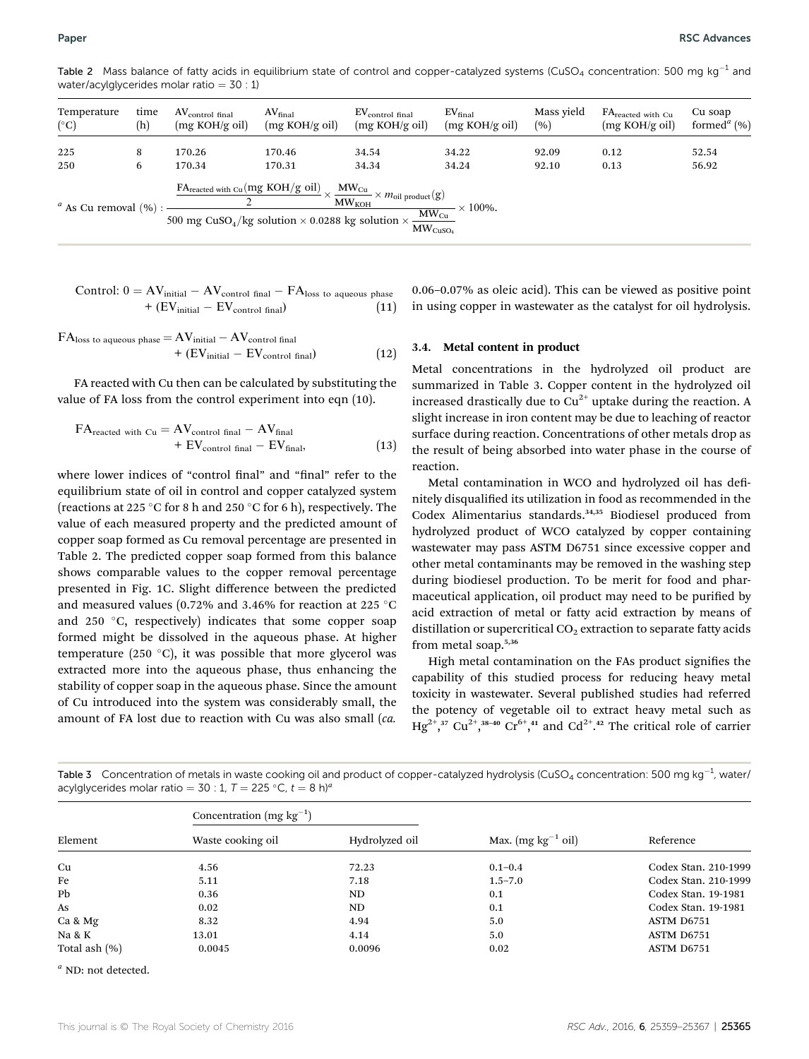Table 2 Mass balance of fatty acids in equilibrium state of control and copper-catalyzed systems ($CuSO_4$ concentration: 500 mg $kg^{-1}$ and water/acylglycerides molar ratio = 30 : 1)

| Temperature (°C) | time (h) | $AV_{control\ final}$ (mg KOH/g oil) | $AV_{final}$ (mg KOH/g oil) | $EV_{control\ final}$ (mg KOH/g oil) | $EV_{final}$ (mg KOH/g oil) | Mass yield (%) | $FA_{reacted\ with\ Cu}$ (mg KOH/g oil) | Cu soap formed[a] (%) |
|---|---|---|---|---|---|---|---|---|
| 225 | 8 | 170.26 | 170.46 | 34.54 | 34.22 | 92.09 | 0.12 | 52.54 |
| 250 | 6 | 170.34 | 170.31 | 34.34 | 34.24 | 92.10 | 0.13 | 56.92 |

[a] As Cu removal (%) : $\dfrac{\dfrac{FA_{reacted\ with\ Cu}(\text{mg KOH/g oil})}{2} \times \dfrac{MW_{Cu}}{MW_{KOH}} \times m_{oil\ product}(\text{g})}{500\ \text{mg}\ CuSO_4/\text{kg solution} \times 0.0288\ \text{kg solution} \times \dfrac{MW_{Cu}}{MW_{CuSO_4}}} \times 100\%.$

$$\text{Control: } 0 = AV_{initial} - AV_{control\ final} - FA_{loss\ to\ aqueous\ phase} + (EV_{initial} - EV_{control\ final}) \quad (11)$$

$$FA_{loss\ to\ aqueous\ phase} = AV_{initial} - AV_{control\ final} + (EV_{initial} - EV_{control\ final}) \quad (12)$$

FA reacted with Cu then can be calculated by substituting the value of FA loss from the control experiment into eqn (10).

$$FA_{reacted\ with\ Cu} = AV_{control\ final} - AV_{final} + EV_{control\ final} - EV_{final}, \quad (13)$$

where lower indices of "control final" and "final" refer to the equilibrium state of oil in control and copper catalyzed system (reactions at 225 °C for 8 h and 250 °C for 6 h), respectively. The value of each measured property and the predicted amount of copper soap formed as Cu removal percentage are presented in Table 2. The predicted copper soap formed from this balance shows comparable values to the copper removal percentage presented in Fig. 1C. Slight difference between the predicted and measured values (0.72% and 3.46% for reaction at 225 °C and 250 °C, respectively) indicates that some copper soap formed might be dissolved in the aqueous phase. At higher temperature (250 °C), it was possible that more glycerol was extracted more into the aqueous phase, thus enhancing the stability of copper soap in the aqueous phase. Since the amount of Cu introduced into the system was considerably small, the amount of FA lost due to reaction with Cu was also small (*ca.* 0.06–0.07% as oleic acid). This can be viewed as positive point in using copper in wastewater as the catalyst for oil hydrolysis.

### 3.4. Metal content in product

Metal concentrations in the hydrolyzed oil product are summarized in Table 3. Copper content in the hydrolyzed oil increased drastically due to $Cu^{2+}$ uptake during the reaction. A slight increase in iron content may be due to leaching of reactor surface during reaction. Concentrations of other metals drop as the result of being absorbed into water phase in the course of reaction.

Metal contamination in WCO and hydrolyzed oil has definitely disqualified its utilization in food as recommended in the Codex Alimentarius standards.[34,35] Biodiesel produced from hydrolyzed product of WCO catalyzed by copper containing wastewater may pass ASTM D6751 since excessive copper and other metal contaminants may be removed in the washing step during biodiesel production. To be merit for food and pharmaceutical application, oil product may need to be purified by acid extraction of metal or fatty acid extraction by means of distillation or supercritical $CO_2$ extraction to separate fatty acids from metal soap.[5,36]

High metal contamination on the FAs product signifies the capability of this studied process for reducing heavy metal toxicity in wastewater. Several published studies had referred the potency of vegetable oil to extract heavy metal such as $Hg^{2+}$,[37] $Cu^{2+}$,[38–40] $Cr^{6+}$,[41] and $Cd^{2+}$.[42] The critical role of carrier

Table 3 Concentration of metals in waste cooking oil and product of copper-catalyzed hydrolysis ($CuSO_4$ concentration: 500 mg $kg^{-1}$, water/acylglycerides molar ratio = 30 : 1, $T$ = 225 °C, $t$ = 8 h)[a]

| Element | Concentration (mg $kg^{-1}$) | | Max. (mg $kg^{-1}$ oil) | Reference |
|---|---|---|---|---|
| | Waste cooking oil | Hydrolyzed oil | | |
| Cu | 4.56 | 72.23 | 0.1–0.4 | Codex Stan. 210-1999 |
| Fe | 5.11 | 7.18 | 1.5–7.0 | Codex Stan. 210-1999 |
| Pb | 0.36 | ND | 0.1 | Codex Stan. 19-1981 |
| As | 0.02 | ND | 0.1 | Codex Stan. 19-1981 |
| Ca & Mg | 8.32 | 4.94 | 5.0 | ASTM D6751 |
| Na & K | 13.01 | 4.14 | 5.0 | ASTM D6751 |
| Total ash (%) | 0.0045 | 0.0096 | 0.02 | ASTM D6751 |

[a] ND: not detected.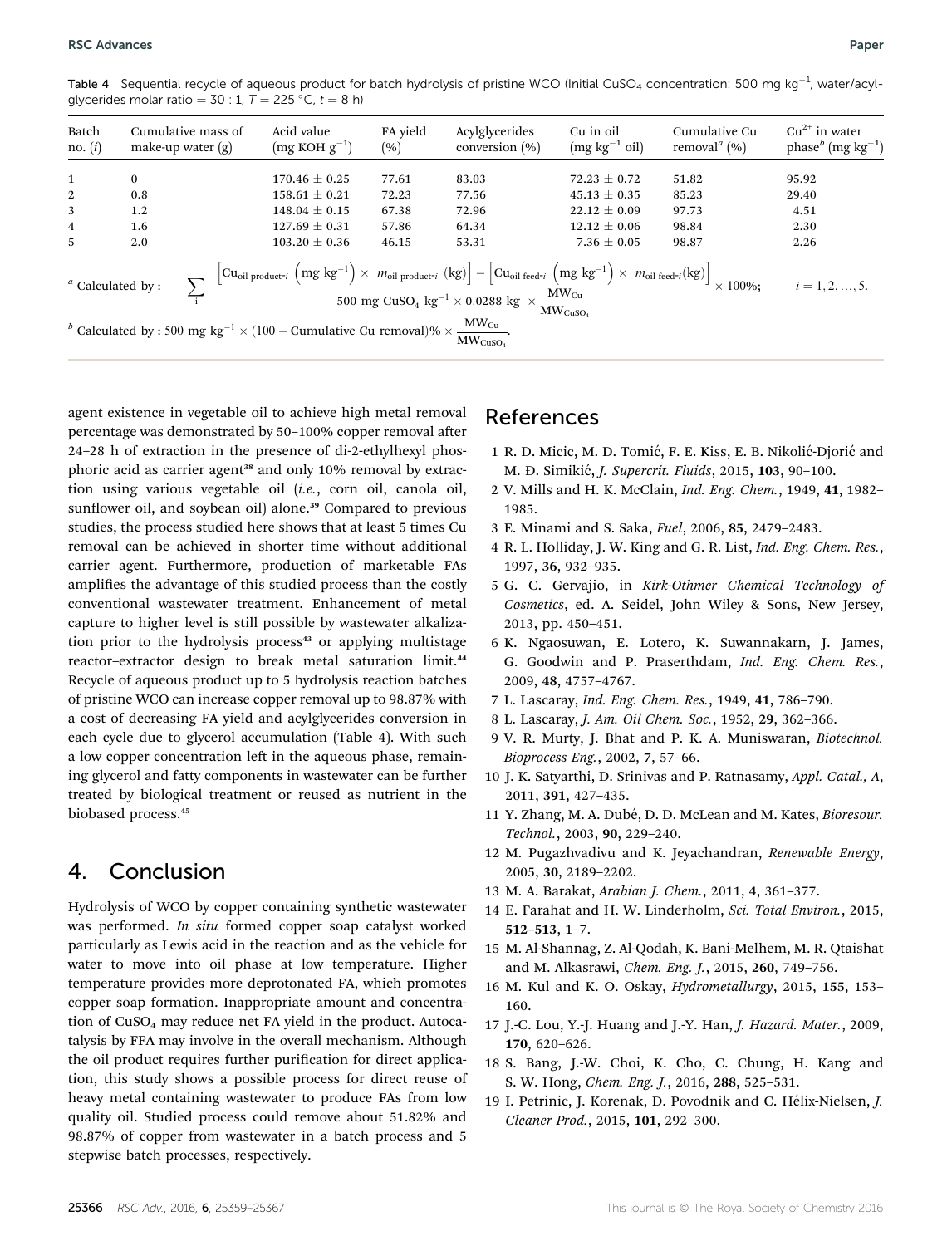Table 4 Sequential recycle of aqueous product for batch hydrolysis of pristine WCO (Initial $CuSO_4$ concentration: 500 mg kg$^{-1}$, water/acylglycerides molar ratio = 30 : 1, $T$ = 225 °C, $t$ = 8 h)

| Batch no. ($i$) | Cumulative mass of make-up water (g) | Acid value (mg KOH g$^{-1}$) | FA yield (%) | Acylglycerides conversion (%) | Cu in oil (mg kg$^{-1}$ oil) | Cumulative Cu removal$^a$ (%) | $Cu^{2+}$ in water phase$^b$ (mg kg$^{-1}$) |
|---|---|---|---|---|---|---|---|
| 1 | 0 | 170.46 ± 0.25 | 77.61 | 83.03 | 72.23 ± 0.72 | 51.82 | 95.92 |
| 2 | 0.8 | 158.61 ± 0.21 | 72.23 | 77.56 | 45.13 ± 0.35 | 85.23 | 29.40 |
| 3 | 1.2 | 148.04 ± 0.15 | 67.38 | 72.96 | 22.12 ± 0.09 | 97.73 | 4.51 |
| 4 | 1.6 | 127.69 ± 0.31 | 57.86 | 64.34 | 12.12 ± 0.06 | 98.84 | 2.30 |
| 5 | 2.0 | 103.20 ± 0.36 | 46.15 | 53.31 | 7.36 ± 0.05 | 98.87 | 2.26 |

$^a$ Calculated by : $$\sum_i \frac{\left[\mathrm{Cu}_{\text{oil product-}i}\left(\mathrm{mg\ kg^{-1}}\right)\times m_{\text{oil product-}i}\ (\mathrm{kg})\right]-\left[\mathrm{Cu}_{\text{oil feed-}i}\left(\mathrm{mg\ kg^{-1}}\right)\times m_{\text{oil feed-}i}(\mathrm{kg})\right]}{500\ \mathrm{mg\ CuSO_4\ kg^{-1}}\times 0.0288\ \mathrm{kg}\ \times\dfrac{\mathrm{MW_{Cu}}}{\mathrm{MW_{CuSO_4}}}}\times 100\%;\quad i=1,2,\ldots,5.$$

$^b$ Calculated by : $500\ \mathrm{mg\ kg^{-1}}\times(100-\text{Cumulative Cu removal})\%\times\dfrac{\mathrm{MW_{Cu}}}{\mathrm{MW_{CuSO_4}}}$.

agent existence in vegetable oil to achieve high metal removal percentage was demonstrated by 50–100% copper removal after 24–28 h of extraction in the presence of di-2-ethylhexyl phosphoric acid as carrier agent[38] and only 10% removal by extraction using various vegetable oil (*i.e.*, corn oil, canola oil, sunflower oil, and soybean oil) alone.[39] Compared to previous studies, the process studied here shows that at least 5 times Cu removal can be achieved in shorter time without additional carrier agent. Furthermore, production of marketable FAs amplifies the advantage of this studied process than the costly conventional wastewater treatment. Enhancement of metal capture to higher level is still possible by wastewater alkalization prior to the hydrolysis process[43] or applying multistage reactor–extractor design to break metal saturation limit.[44] Recycle of aqueous product up to 5 hydrolysis reaction batches of pristine WCO can increase copper removal up to 98.87% with a cost of decreasing FA yield and acylglycerides conversion in each cycle due to glycerol accumulation (Table 4). With such a low copper concentration left in the aqueous phase, remaining glycerol and fatty components in wastewater can be further treated by biological treatment or reused as nutrient in the biobased process.[45]

## 4. Conclusion

Hydrolysis of WCO by copper containing synthetic wastewater was performed. *In situ* formed copper soap catalyst worked particularly as Lewis acid in the reaction and as the vehicle for water to move into oil phase at low temperature. Higher temperature provides more deprotonated FA, which promotes copper soap formation. Inappropriate amount and concentration of $CuSO_4$ may reduce net FA yield in the product. Autocatalysis by FFA may involve in the overall mechanism. Although the oil product requires further purification for direct application, this study shows a possible process for direct reuse of heavy metal containing wastewater to produce FAs from low quality oil. Studied process could remove about 51.82% and 98.87% of copper from wastewater in a batch process and 5 stepwise batch processes, respectively.

## References

1 R. D. Micic, M. D. Tomić, F. E. Kiss, E. B. Nikolić-Djorić and M. Đ. Simikić, *J. Supercrit. Fluids*, 2015, **103**, 90–100.

2 V. Mills and H. K. McClain, *Ind. Eng. Chem.*, 1949, **41**, 1982–1985.

3 E. Minami and S. Saka, *Fuel*, 2006, **85**, 2479–2483.

4 R. L. Holliday, J. W. King and G. R. List, *Ind. Eng. Chem. Res.*, 1997, **36**, 932–935.

5 G. C. Gervajio, in *Kirk-Othmer Chemical Technology of Cosmetics*, ed. A. Seidel, John Wiley & Sons, New Jersey, 2013, pp. 450–451.

6 K. Ngaosuwan, E. Lotero, K. Suwannakarn, J. James, G. Goodwin and P. Praserthdam, *Ind. Eng. Chem. Res.*, 2009, **48**, 4757–4767.

7 L. Lascaray, *Ind. Eng. Chem. Res.*, 1949, **41**, 786–790.

8 L. Lascaray, *J. Am. Oil Chem. Soc.*, 1952, **29**, 362–366.

9 V. R. Murty, J. Bhat and P. K. A. Muniswaran, *Biotechnol. Bioprocess Eng.*, 2002, **7**, 57–66.

10 J. K. Satyarthi, D. Srinivas and P. Ratnasamy, *Appl. Catal., A*, 2011, **391**, 427–435.

11 Y. Zhang, M. A. Dubé, D. D. McLean and M. Kates, *Bioresour. Technol.*, 2003, **90**, 229–240.

12 M. Pugazhvadivu and K. Jeyachandran, *Renewable Energy*, 2005, **30**, 2189–2202.

13 M. A. Barakat, *Arabian J. Chem.*, 2011, **4**, 361–377.

14 E. Farahat and H. W. Linderholm, *Sci. Total Environ.*, 2015, **512–513**, 1–7.

15 M. Al-Shannag, Z. Al-Qodah, K. Bani-Melhem, M. R. Qtaishat and M. Alkasrawi, *Chem. Eng. J.*, 2015, **260**, 749–756.

16 M. Kul and K. O. Oskay, *Hydrometallurgy*, 2015, **155**, 153–160.

17 J.-C. Lou, Y.-J. Huang and J.-Y. Han, *J. Hazard. Mater.*, 2009, **170**, 620–626.

18 S. Bang, J.-W. Choi, K. Cho, C. Chung, H. Kang and S. W. Hong, *Chem. Eng. J.*, 2016, **288**, 525–531.

19 I. Petrinic, J. Korenak, D. Povodnik and C. Hélix-Nielsen, *J. Cleaner Prod.*, 2015, **101**, 292–300.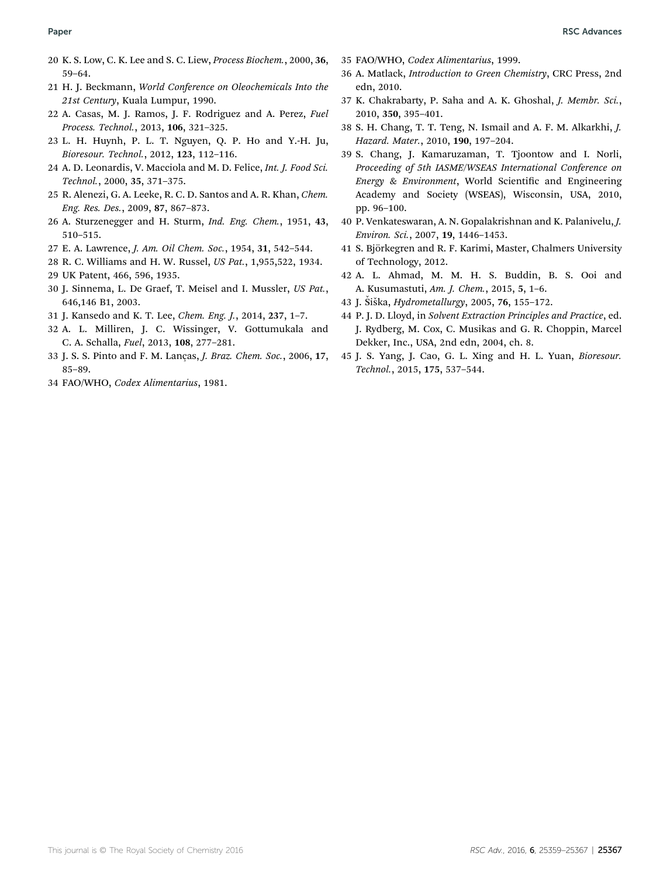20 K. S. Low, C. K. Lee and S. C. Liew, *Process Biochem.*, 2000, **36**, 59–64.

21 H. J. Beckmann, *World Conference on Oleochemicals Into the 21st Century*, Kuala Lumpur, 1990.

22 A. Casas, M. J. Ramos, J. F. Rodriguez and A. Perez, *Fuel Process. Technol.*, 2013, **106**, 321–325.

23 L. H. Huynh, P. L. T. Nguyen, Q. P. Ho and Y.-H. Ju, *Bioresour. Technol.*, 2012, **123**, 112–116.

24 A. D. Leonardis, V. Macciola and M. D. Felice, *Int. J. Food Sci. Technol.*, 2000, **35**, 371–375.

25 R. Alenezi, G. A. Leeke, R. C. D. Santos and A. R. Khan, *Chem. Eng. Res. Des.*, 2009, **87**, 867–873.

26 A. Sturzenegger and H. Sturm, *Ind. Eng. Chem.*, 1951, **43**, 510–515.

27 E. A. Lawrence, *J. Am. Oil Chem. Soc.*, 1954, **31**, 542–544.

28 R. C. Williams and H. W. Russel, *US Pat.*, 1,955,522, 1934.

29 UK Patent, 466, 596, 1935.

30 J. Sinnema, L. De Graef, T. Meisel and I. Mussler, *US Pat.*, 646,146 B1, 2003.

31 J. Kansedo and K. T. Lee, *Chem. Eng. J.*, 2014, **237**, 1–7.

32 A. L. Milliren, J. C. Wissinger, V. Gottumukala and C. A. Schalla, *Fuel*, 2013, **108**, 277–281.

33 J. S. S. Pinto and F. M. Lanças, *J. Braz. Chem. Soc.*, 2006, **17**, 85–89.

34 FAO/WHO, *Codex Alimentarius*, 1981.

35 FAO/WHO, *Codex Alimentarius*, 1999.

36 A. Matlack, *Introduction to Green Chemistry*, CRC Press, 2nd edn, 2010.

37 K. Chakrabarty, P. Saha and A. K. Ghoshal, *J. Membr. Sci.*, 2010, **350**, 395–401.

38 S. H. Chang, T. T. Teng, N. Ismail and A. F. M. Alkarkhi, *J. Hazard. Mater.*, 2010, **190**, 197–204.

39 S. Chang, J. Kamaruzaman, T. Tjoontow and I. Norli, *Proceeding of 5th IASME/WSEAS International Conference on Energy & Environment*, World Scientific and Engineering Academy and Society (WSEAS), Wisconsin, USA, 2010, pp. 96–100.

40 P. Venkateswaran, A. N. Gopalakrishnan and K. Palanivelu, *J. Environ. Sci.*, 2007, **19**, 1446–1453.

41 S. Björkegren and R. F. Karimi, Master, Chalmers University of Technology, 2012.

42 A. L. Ahmad, M. M. H. S. Buddin, B. S. Ooi and A. Kusumastuti, *Am. J. Chem.*, 2015, **5**, 1–6.

43 J. Šiška, *Hydrometallurgy*, 2005, **76**, 155–172.

44 P. J. D. Lloyd, in *Solvent Extraction Principles and Practice*, ed. J. Rydberg, M. Cox, C. Musikas and G. R. Choppin, Marcel Dekker, Inc., USA, 2nd edn, 2004, ch. 8.

45 J. S. Yang, J. Cao, G. L. Xing and H. L. Yuan, *Bioresour. Technol.*, 2015, **175**, 537–544.